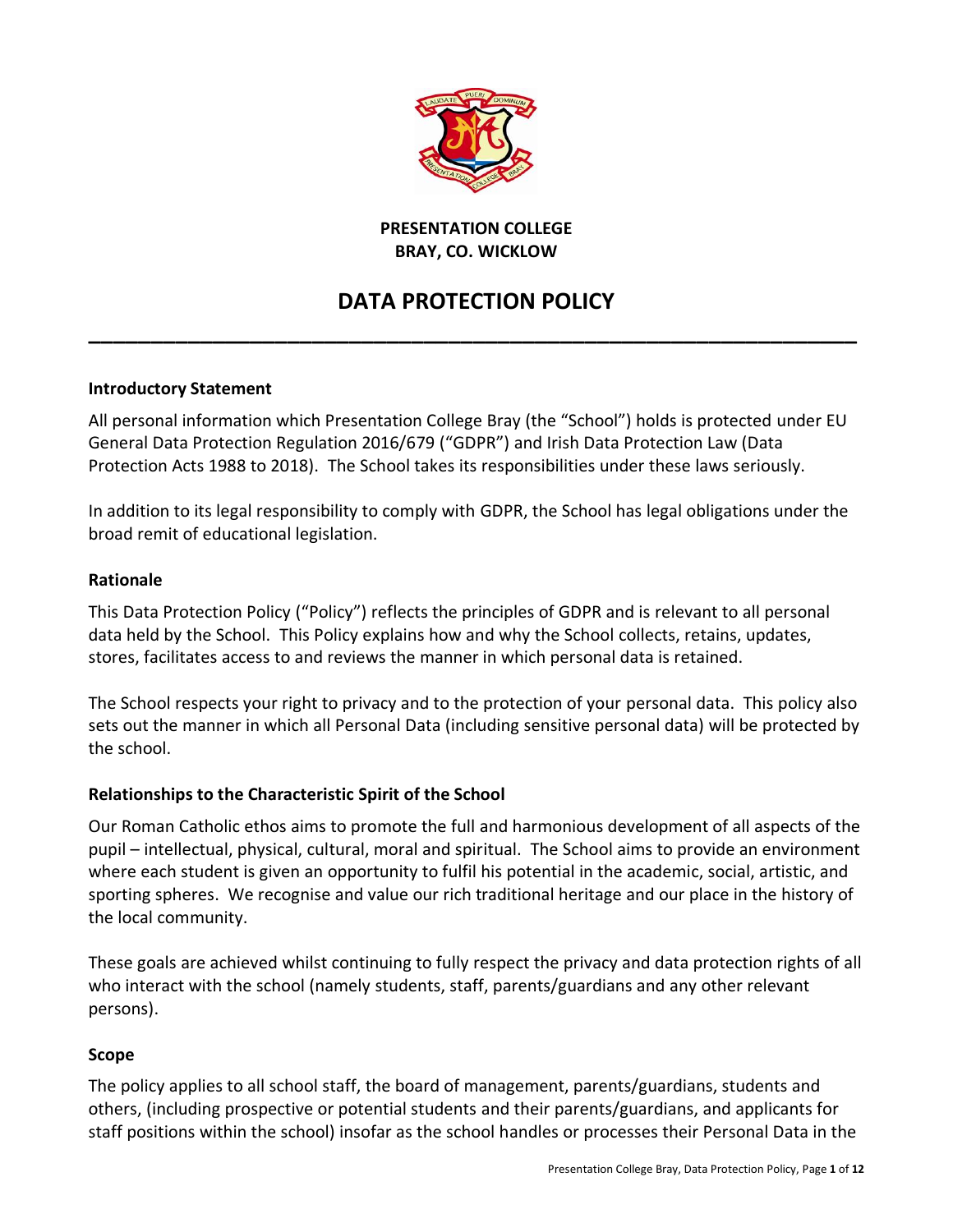**PRESENTATION COLLEGE**
**BRAY, CO. WICKLOW**

# DATA PROTECTION POLICY

---

### Introductory Statement

All personal information which Presentation College Bray (the "School") holds is protected under EU General Data Protection Regulation 2016/679 ("GDPR") and Irish Data Protection Law (Data Protection Acts 1988 to 2018). The School takes its responsibilities under these laws seriously.

In addition to its legal responsibility to comply with GDPR, the School has legal obligations under the broad remit of educational legislation.

### Rationale

This Data Protection Policy ("Policy") reflects the principles of GDPR and is relevant to all personal data held by the School. This Policy explains how and why the School collects, retains, updates, stores, facilitates access to and reviews the manner in which personal data is retained.

The School respects your right to privacy and to the protection of your personal data. This policy also sets out the manner in which all Personal Data (including sensitive personal data) will be protected by the school.

### Relationships to the Characteristic Spirit of the School

Our Roman Catholic ethos aims to promote the full and harmonious development of all aspects of the pupil – intellectual, physical, cultural, moral and spiritual. The School aims to provide an environment where each student is given an opportunity to fulfil his potential in the academic, social, artistic, and sporting spheres. We recognise and value our rich traditional heritage and our place in the history of the local community.

These goals are achieved whilst continuing to fully respect the privacy and data protection rights of all who interact with the school (namely students, staff, parents/guardians and any other relevant persons).

### Scope

The policy applies to all school staff, the board of management, parents/guardians, students and others, (including prospective or potential students and their parents/guardians, and applicants for staff positions within the school) insofar as the school handles or processes their Personal Data in the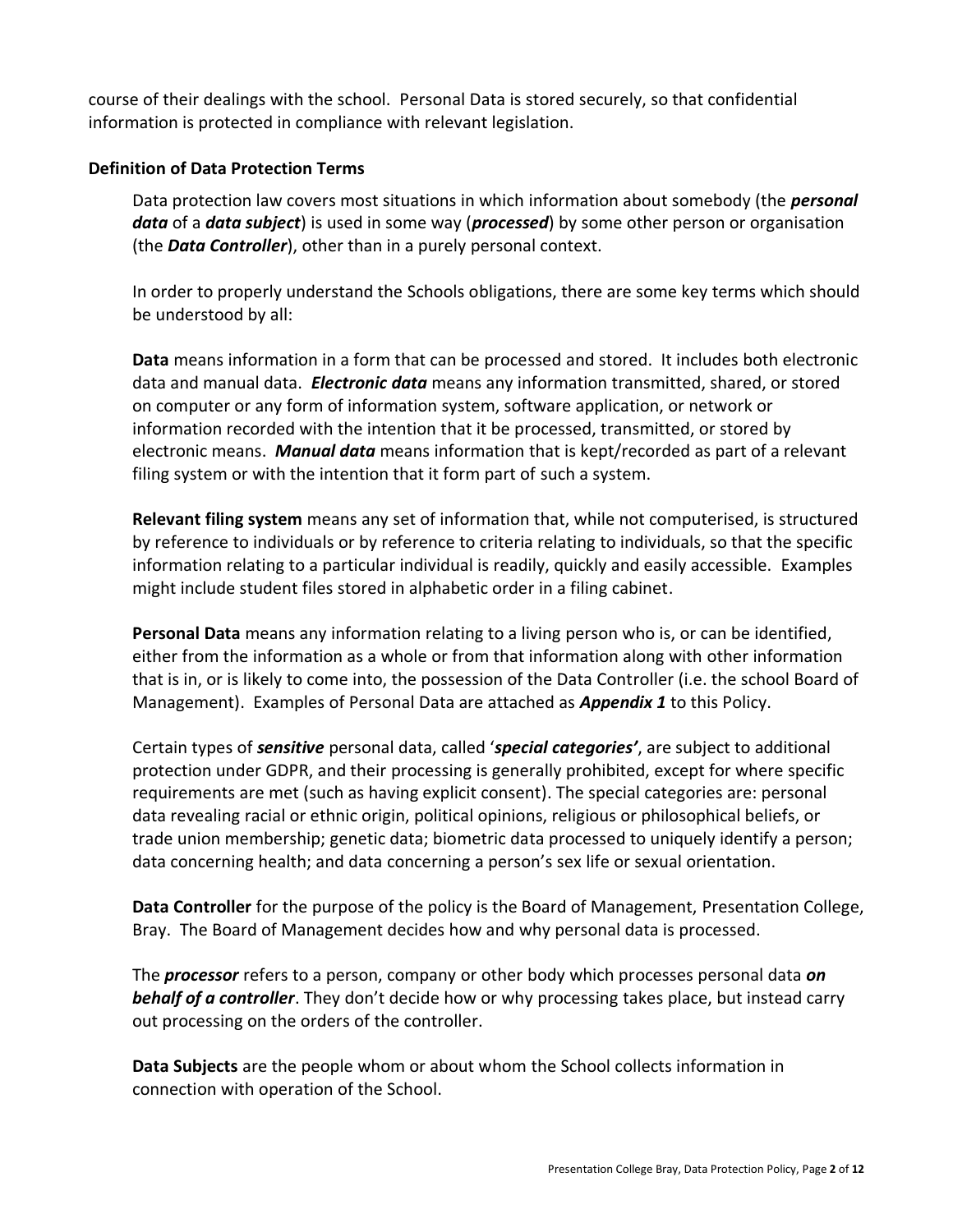course of their dealings with the school. Personal Data is stored securely, so that confidential information is protected in compliance with relevant legislation.

**Definition of Data Protection Terms**

Data protection law covers most situations in which information about somebody (the ***personal data*** of a ***data subject***) is used in some way (***processed***) by some other person or organisation (the ***Data Controller***), other than in a purely personal context.

In order to properly understand the Schools obligations, there are some key terms which should be understood by all:

**Data** means information in a form that can be processed and stored. It includes both electronic data and manual data. ***Electronic data*** means any information transmitted, shared, or stored on computer or any form of information system, software application, or network or information recorded with the intention that it be processed, transmitted, or stored by electronic means. ***Manual data*** means information that is kept/recorded as part of a relevant filing system or with the intention that it form part of such a system.

**Relevant filing system** means any set of information that, while not computerised, is structured by reference to individuals or by reference to criteria relating to individuals, so that the specific information relating to a particular individual is readily, quickly and easily accessible. Examples might include student files stored in alphabetic order in a filing cabinet.

**Personal Data** means any information relating to a living person who is, or can be identified, either from the information as a whole or from that information along with other information that is in, or is likely to come into, the possession of the Data Controller (i.e. the school Board of Management). Examples of Personal Data are attached as ***Appendix 1*** to this Policy.

Certain types of ***sensitive*** personal data, called '***special categories'***, are subject to additional protection under GDPR, and their processing is generally prohibited, except for where specific requirements are met (such as having explicit consent). The special categories are: personal data revealing racial or ethnic origin, political opinions, religious or philosophical beliefs, or trade union membership; genetic data; biometric data processed to uniquely identify a person; data concerning health; and data concerning a person's sex life or sexual orientation.

**Data Controller** for the purpose of the policy is the Board of Management, Presentation College, Bray. The Board of Management decides how and why personal data is processed.

The ***processor*** refers to a person, company or other body which processes personal data ***on behalf of a controller***. They don't decide how or why processing takes place, but instead carry out processing on the orders of the controller.

**Data Subjects** are the people whom or about whom the School collects information in connection with operation of the School.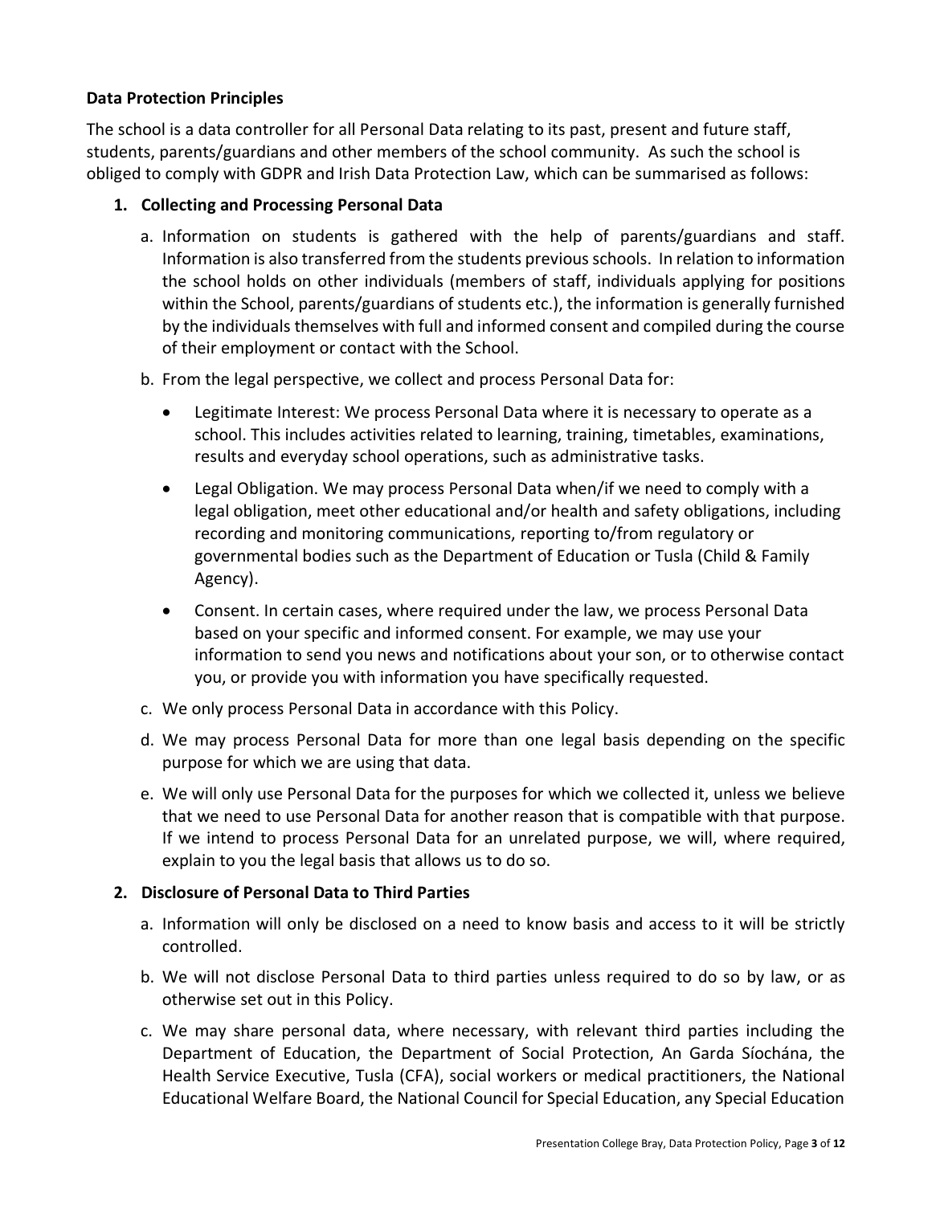**Data Protection Principles**

The school is a data controller for all Personal Data relating to its past, present and future staff, students, parents/guardians and other members of the school community. As such the school is obliged to comply with GDPR and Irish Data Protection Law, which can be summarised as follows:

1. **Collecting and Processing Personal Data**

    a. Information on students is gathered with the help of parents/guardians and staff. Information is also transferred from the students previous schools. In relation to information the school holds on other individuals (members of staff, individuals applying for positions within the School, parents/guardians of students etc.), the information is generally furnished by the individuals themselves with full and informed consent and compiled during the course of their employment or contact with the School.

    b. From the legal perspective, we collect and process Personal Data for:

    - Legitimate Interest: We process Personal Data where it is necessary to operate as a school. This includes activities related to learning, training, timetables, examinations, results and everyday school operations, such as administrative tasks.
    - Legal Obligation. We may process Personal Data when/if we need to comply with a legal obligation, meet other educational and/or health and safety obligations, including recording and monitoring communications, reporting to/from regulatory or governmental bodies such as the Department of Education or Tusla (Child & Family Agency).
    - Consent. In certain cases, where required under the law, we process Personal Data based on your specific and informed consent. For example, we may use your information to send you news and notifications about your son, or to otherwise contact you, or provide you with information you have specifically requested.

    c. We only process Personal Data in accordance with this Policy.

    d. We may process Personal Data for more than one legal basis depending on the specific purpose for which we are using that data.

    e. We will only use Personal Data for the purposes for which we collected it, unless we believe that we need to use Personal Data for another reason that is compatible with that purpose. If we intend to process Personal Data for an unrelated purpose, we will, where required, explain to you the legal basis that allows us to do so.

2. **Disclosure of Personal Data to Third Parties**

    a. Information will only be disclosed on a need to know basis and access to it will be strictly controlled.

    b. We will not disclose Personal Data to third parties unless required to do so by law, or as otherwise set out in this Policy.

    c. We may share personal data, where necessary, with relevant third parties including the Department of Education, the Department of Social Protection, An Garda Síochána, the Health Service Executive, Tusla (CFA), social workers or medical practitioners, the National Educational Welfare Board, the National Council for Special Education, any Special Education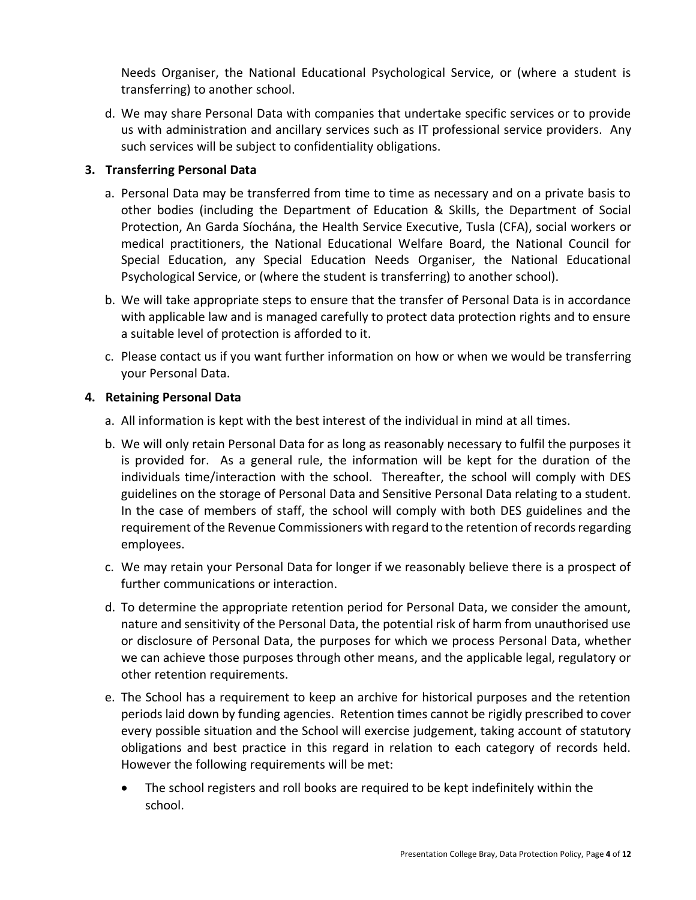Needs Organiser, the National Educational Psychological Service, or (where a student is transferring) to another school.

d. We may share Personal Data with companies that undertake specific services or to provide us with administration and ancillary services such as IT professional service providers. Any such services will be subject to confidentiality obligations.

**3. Transferring Personal Data**

a. Personal Data may be transferred from time to time as necessary and on a private basis to other bodies (including the Department of Education & Skills, the Department of Social Protection, An Garda Síochána, the Health Service Executive, Tusla (CFA), social workers or medical practitioners, the National Educational Welfare Board, the National Council for Special Education, any Special Education Needs Organiser, the National Educational Psychological Service, or (where the student is transferring) to another school).

b. We will take appropriate steps to ensure that the transfer of Personal Data is in accordance with applicable law and is managed carefully to protect data protection rights and to ensure a suitable level of protection is afforded to it.

c. Please contact us if you want further information on how or when we would be transferring your Personal Data.

**4. Retaining Personal Data**

a. All information is kept with the best interest of the individual in mind at all times.

b. We will only retain Personal Data for as long as reasonably necessary to fulfil the purposes it is provided for. As a general rule, the information will be kept for the duration of the individuals time/interaction with the school. Thereafter, the school will comply with DES guidelines on the storage of Personal Data and Sensitive Personal Data relating to a student. In the case of members of staff, the school will comply with both DES guidelines and the requirement of the Revenue Commissioners with regard to the retention of records regarding employees.

c. We may retain your Personal Data for longer if we reasonably believe there is a prospect of further communications or interaction.

d. To determine the appropriate retention period for Personal Data, we consider the amount, nature and sensitivity of the Personal Data, the potential risk of harm from unauthorised use or disclosure of Personal Data, the purposes for which we process Personal Data, whether we can achieve those purposes through other means, and the applicable legal, regulatory or other retention requirements.

e. The School has a requirement to keep an archive for historical purposes and the retention periods laid down by funding agencies. Retention times cannot be rigidly prescribed to cover every possible situation and the School will exercise judgement, taking account of statutory obligations and best practice in this regard in relation to each category of records held. However the following requirements will be met:

- The school registers and roll books are required to be kept indefinitely within the school.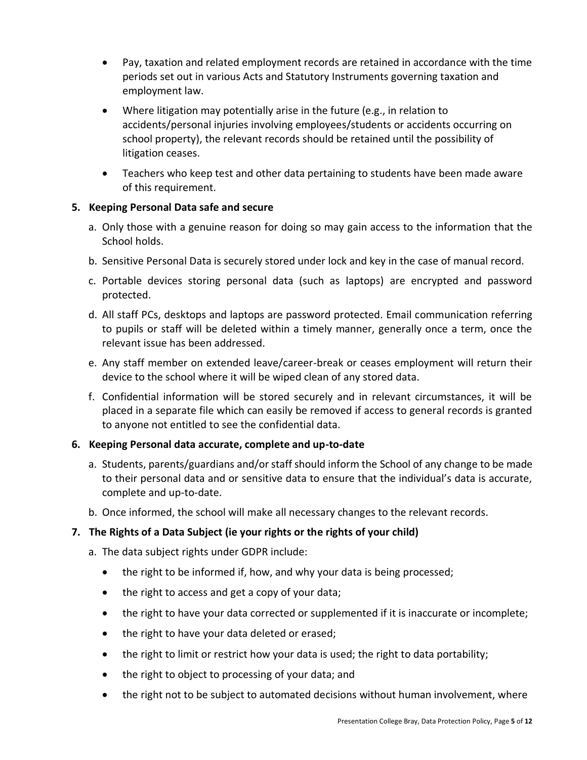- Pay, taxation and related employment records are retained in accordance with the time periods set out in various Acts and Statutory Instruments governing taxation and employment law.
- Where litigation may potentially arise in the future (e.g., in relation to accidents/personal injuries involving employees/students or accidents occurring on school property), the relevant records should be retained until the possibility of litigation ceases.
- Teachers who keep test and other data pertaining to students have been made aware of this requirement.

**5. Keeping Personal Data safe and secure**

a. Only those with a genuine reason for doing so may gain access to the information that the School holds.

b. Sensitive Personal Data is securely stored under lock and key in the case of manual record.

c. Portable devices storing personal data (such as laptops) are encrypted and password protected.

d. All staff PCs, desktops and laptops are password protected. Email communication referring to pupils or staff will be deleted within a timely manner, generally once a term, once the relevant issue has been addressed.

e. Any staff member on extended leave/career-break or ceases employment will return their device to the school where it will be wiped clean of any stored data.

f. Confidential information will be stored securely and in relevant circumstances, it will be placed in a separate file which can easily be removed if access to general records is granted to anyone not entitled to see the confidential data.

**6. Keeping Personal data accurate, complete and up-to-date**

a. Students, parents/guardians and/or staff should inform the School of any change to be made to their personal data and or sensitive data to ensure that the individual's data is accurate, complete and up-to-date.

b. Once informed, the school will make all necessary changes to the relevant records.

**7. The Rights of a Data Subject (ie your rights or the rights of your child)**

a. The data subject rights under GDPR include:

- the right to be informed if, how, and why your data is being processed;
- the right to access and get a copy of your data;
- the right to have your data corrected or supplemented if it is inaccurate or incomplete;
- the right to have your data deleted or erased;
- the right to limit or restrict how your data is used; the right to data portability;
- the right to object to processing of your data; and
- the right not to be subject to automated decisions without human involvement, where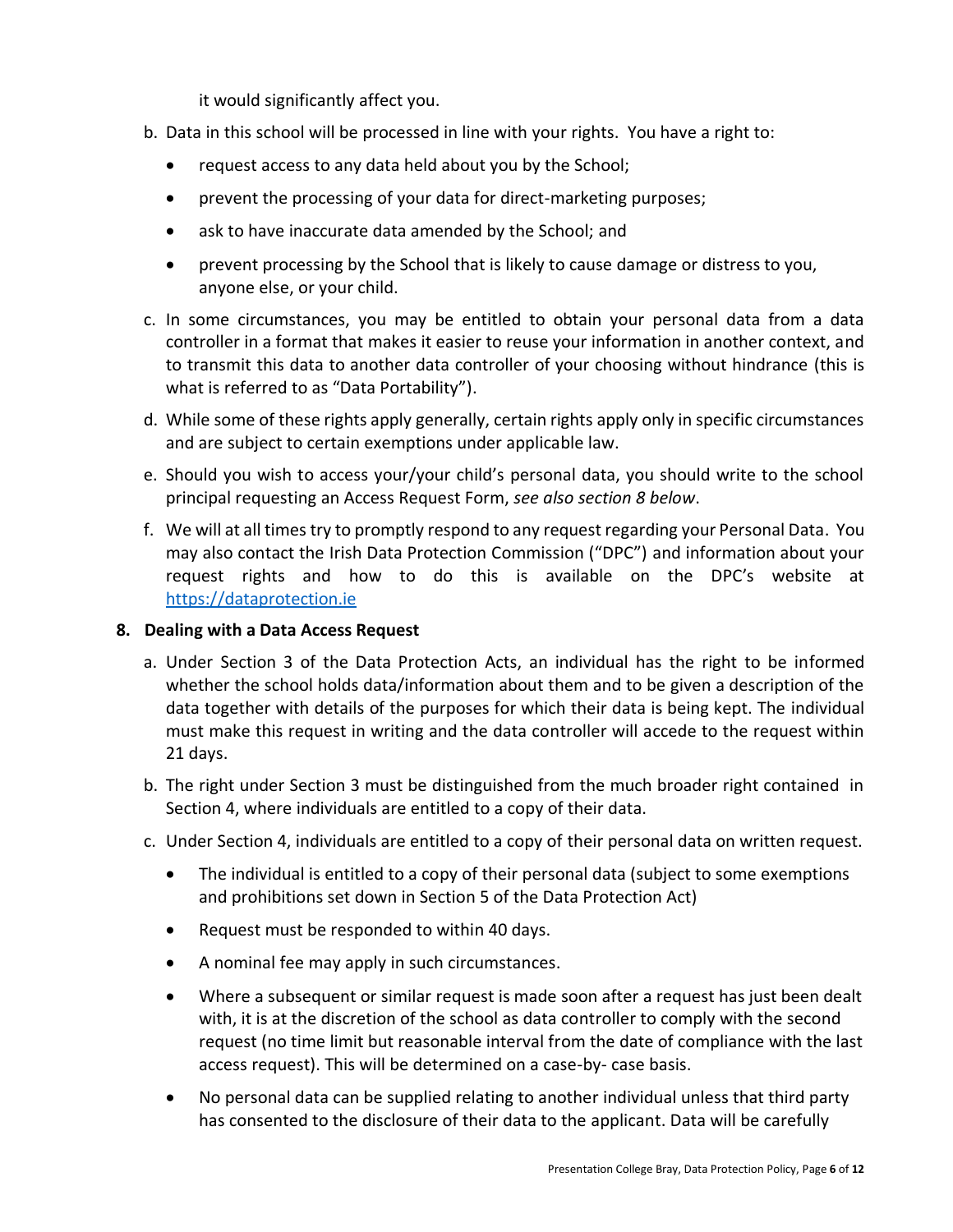it would significantly affect you.

b. Data in this school will be processed in line with your rights. You have a right to:

   - request access to any data held about you by the School;
   - prevent the processing of your data for direct-marketing purposes;
   - ask to have inaccurate data amended by the School; and
   - prevent processing by the School that is likely to cause damage or distress to you, anyone else, or your child.

c. In some circumstances, you may be entitled to obtain your personal data from a data controller in a format that makes it easier to reuse your information in another context, and to transmit this data to another data controller of your choosing without hindrance (this is what is referred to as "Data Portability").

d. While some of these rights apply generally, certain rights apply only in specific circumstances and are subject to certain exemptions under applicable law.

e. Should you wish to access your/your child's personal data, you should write to the school principal requesting an Access Request Form, *see also section 8 below*.

f. We will at all times try to promptly respond to any request regarding your Personal Data. You may also contact the Irish Data Protection Commission ("DPC") and information about your request rights and how to do this is available on the DPC's website at [https://dataprotection.ie](https://dataprotection.ie)

**8. Dealing with a Data Access Request**

a. Under Section 3 of the Data Protection Acts, an individual has the right to be informed whether the school holds data/information about them and to be given a description of the data together with details of the purposes for which their data is being kept. The individual must make this request in writing and the data controller will accede to the request within 21 days.

b. The right under Section 3 must be distinguished from the much broader right contained in Section 4, where individuals are entitled to a copy of their data.

c. Under Section 4, individuals are entitled to a copy of their personal data on written request.

   - The individual is entitled to a copy of their personal data (subject to some exemptions and prohibitions set down in Section 5 of the Data Protection Act)
   - Request must be responded to within 40 days.
   - A nominal fee may apply in such circumstances.
   - Where a subsequent or similar request is made soon after a request has just been dealt with, it is at the discretion of the school as data controller to comply with the second request (no time limit but reasonable interval from the date of compliance with the last access request). This will be determined on a case-by- case basis.
   - No personal data can be supplied relating to another individual unless that third party has consented to the disclosure of their data to the applicant. Data will be carefully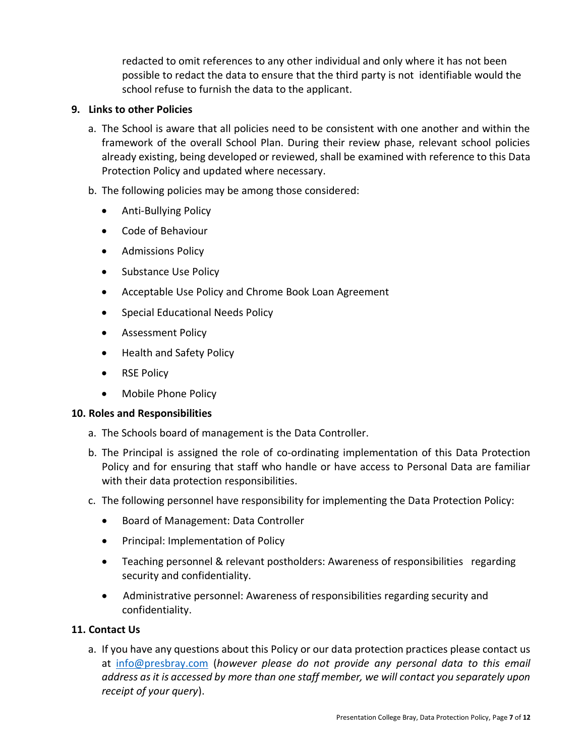redacted to omit references to any other individual and only where it has not been possible to redact the data to ensure that the third party is not identifiable would the school refuse to furnish the data to the applicant.

## 9. Links to other Policies

a. The School is aware that all policies need to be consistent with one another and within the framework of the overall School Plan. During their review phase, relevant school policies already existing, being developed or reviewed, shall be examined with reference to this Data Protection Policy and updated where necessary.

b. The following policies may be among those considered:

- Anti-Bullying Policy
- Code of Behaviour
- Admissions Policy
- Substance Use Policy
- Acceptable Use Policy and Chrome Book Loan Agreement
- Special Educational Needs Policy
- Assessment Policy
- Health and Safety Policy
- RSE Policy
- Mobile Phone Policy

## 10. Roles and Responsibilities

a. The Schools board of management is the Data Controller.

b. The Principal is assigned the role of co-ordinating implementation of this Data Protection Policy and for ensuring that staff who handle or have access to Personal Data are familiar with their data protection responsibilities.

c. The following personnel have responsibility for implementing the Data Protection Policy:

- Board of Management: Data Controller
- Principal: Implementation of Policy
- Teaching personnel & relevant postholders: Awareness of responsibilities regarding security and confidentiality.
- Administrative personnel: Awareness of responsibilities regarding security and confidentiality.

## 11. Contact Us

a. If you have any questions about this Policy or our data protection practices please contact us at info@presbray.com (*however please do not provide any personal data to this email address as it is accessed by more than one staff member, we will contact you separately upon receipt of your query*).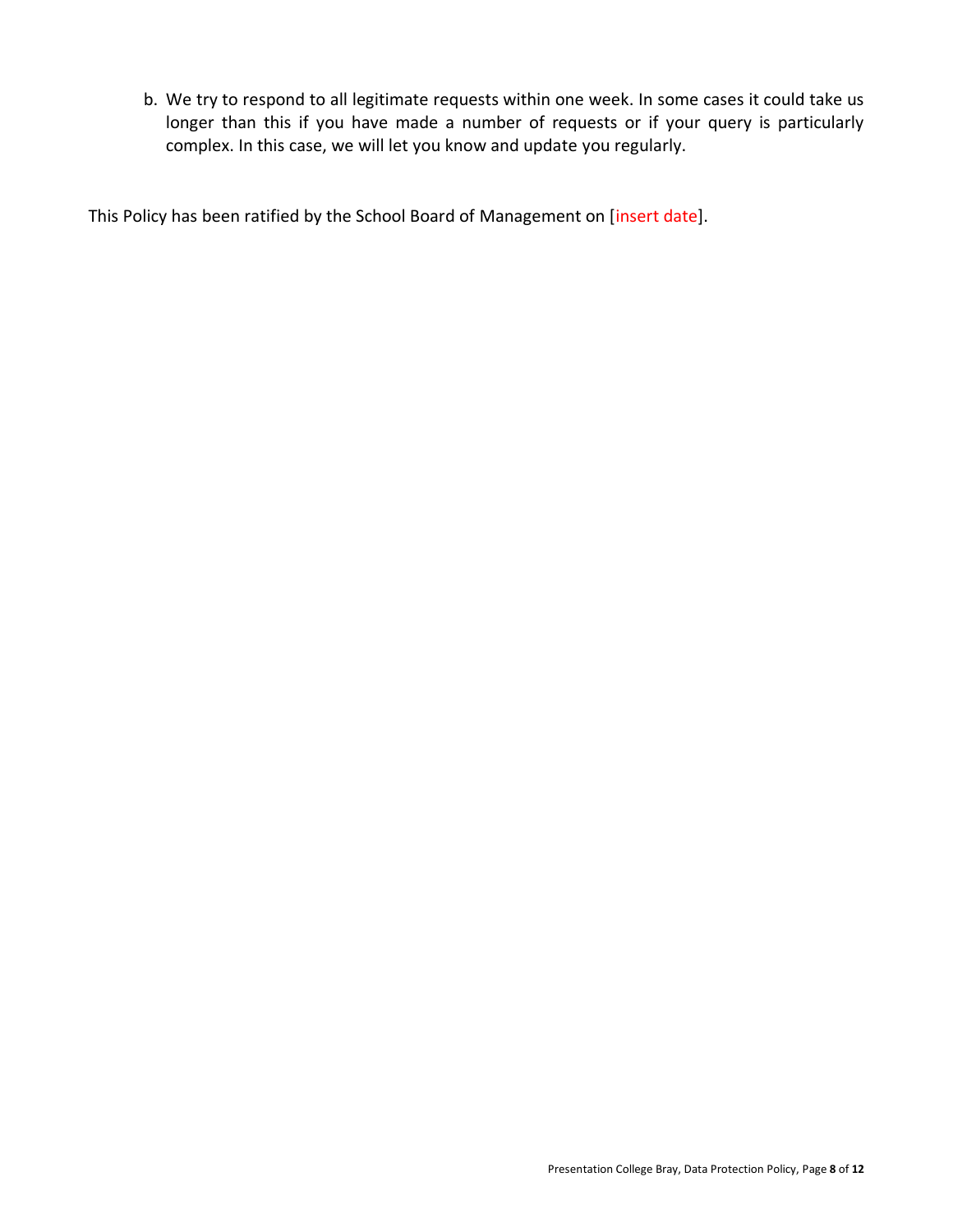b. We try to respond to all legitimate requests within one week. In some cases it could take us longer than this if you have made a number of requests or if your query is particularly complex. In this case, we will let you know and update you regularly.

This Policy has been ratified by the School Board of Management on [insert date].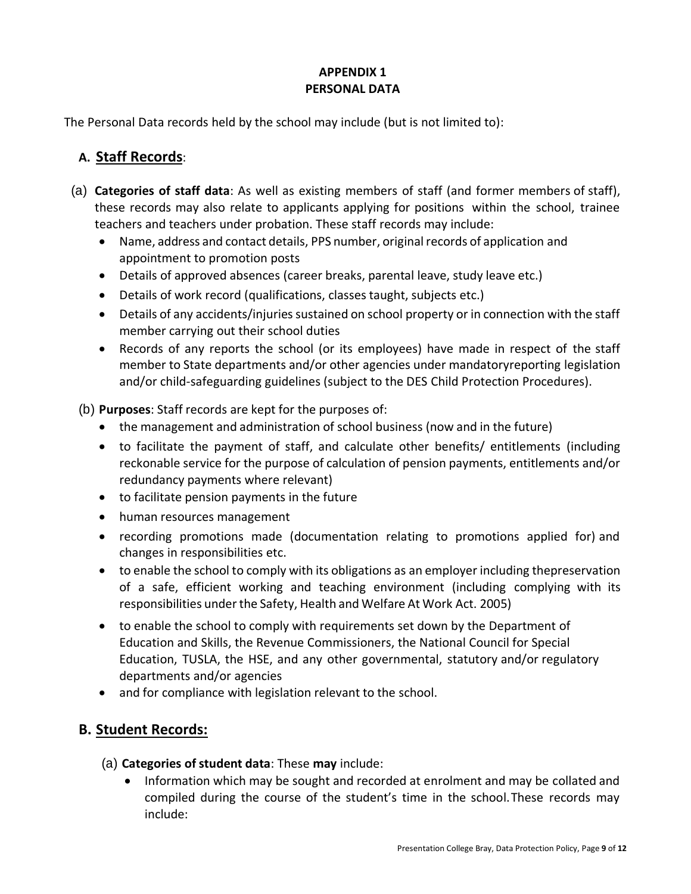**APPENDIX 1**
**PERSONAL DATA**

The Personal Data records held by the school may include (but is not limited to):

## A. Staff Records:

(a) **Categories of staff data**: As well as existing members of staff (and former members of staff), these records may also relate to applicants applying for positions within the school, trainee teachers and teachers under probation. These staff records may include:

- Name, address and contact details, PPS number, original records of application and appointment to promotion posts
- Details of approved absences (career breaks, parental leave, study leave etc.)
- Details of work record (qualifications, classes taught, subjects etc.)
- Details of any accidents/injuries sustained on school property or in connection with the staff member carrying out their school duties
- Records of any reports the school (or its employees) have made in respect of the staff member to State departments and/or other agencies under mandatoryreporting legislation and/or child-safeguarding guidelines (subject to the DES Child Protection Procedures).

(b) **Purposes**: Staff records are kept for the purposes of:

- the management and administration of school business (now and in the future)
- to facilitate the payment of staff, and calculate other benefits/ entitlements (including reckonable service for the purpose of calculation of pension payments, entitlements and/or redundancy payments where relevant)
- to facilitate pension payments in the future
- human resources management
- recording promotions made (documentation relating to promotions applied for) and changes in responsibilities etc.
- to enable the school to comply with its obligations as an employer including thepreservation of a safe, efficient working and teaching environment (including complying with its responsibilities under the Safety, Health and Welfare At Work Act. 2005)
- to enable the school to comply with requirements set down by the Department of Education and Skills, the Revenue Commissioners, the National Council for Special Education, TUSLA, the HSE, and any other governmental, statutory and/or regulatory departments and/or agencies
- and for compliance with legislation relevant to the school.

## B. Student Records:

(a) **Categories of student data**: These **may** include:

- Information which may be sought and recorded at enrolment and may be collated and compiled during the course of the student's time in the school.These records may include: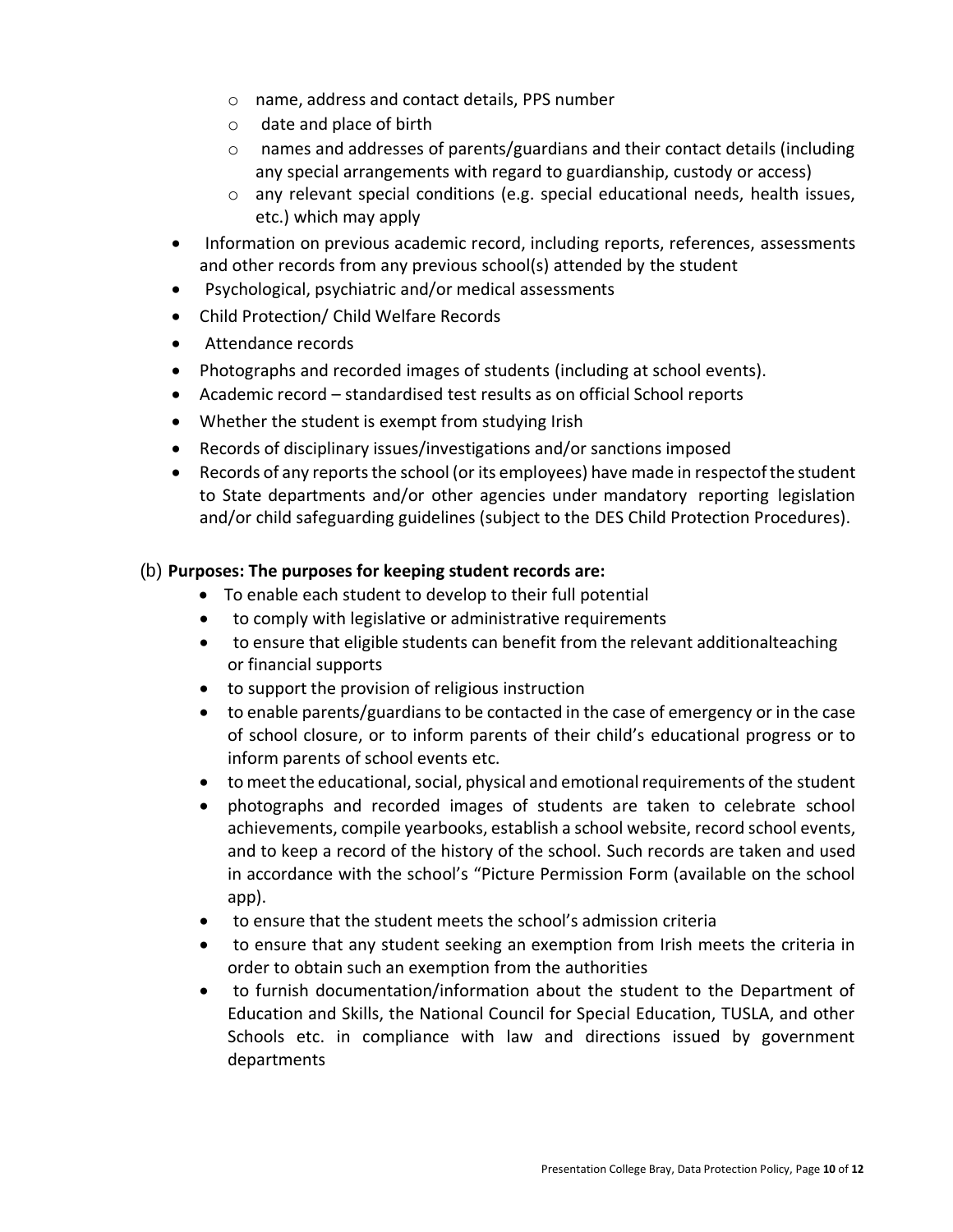- name, address and contact details, PPS number
  - date and place of birth
  - names and addresses of parents/guardians and their contact details (including any special arrangements with regard to guardianship, custody or access)
  - any relevant special conditions (e.g. special educational needs, health issues, etc.) which may apply
- Information on previous academic record, including reports, references, assessments and other records from any previous school(s) attended by the student
- Psychological, psychiatric and/or medical assessments
- Child Protection/ Child Welfare Records
- Attendance records
- Photographs and recorded images of students (including at school events).
- Academic record – standardised test results as on official School reports
- Whether the student is exempt from studying Irish
- Records of disciplinary issues/investigations and/or sanctions imposed
- Records of any reports the school (or its employees) have made in respectof the student to State departments and/or other agencies under mandatory reporting legislation and/or child safeguarding guidelines (subject to the DES Child Protection Procedures).

(b) **Purposes: The purposes for keeping student records are:**

- To enable each student to develop to their full potential
- to comply with legislative or administrative requirements
- to ensure that eligible students can benefit from the relevant additionalteaching or financial supports
- to support the provision of religious instruction
- to enable parents/guardians to be contacted in the case of emergency or in the case of school closure, or to inform parents of their child's educational progress or to inform parents of school events etc.
- to meet the educational, social, physical and emotional requirements of the student
- photographs and recorded images of students are taken to celebrate school achievements, compile yearbooks, establish a school website, record school events, and to keep a record of the history of the school. Such records are taken and used in accordance with the school's "Picture Permission Form (available on the school app).
- to ensure that the student meets the school's admission criteria
- to ensure that any student seeking an exemption from Irish meets the criteria in order to obtain such an exemption from the authorities
- to furnish documentation/information about the student to the Department of Education and Skills, the National Council for Special Education, TUSLA, and other Schools etc. in compliance with law and directions issued by government departments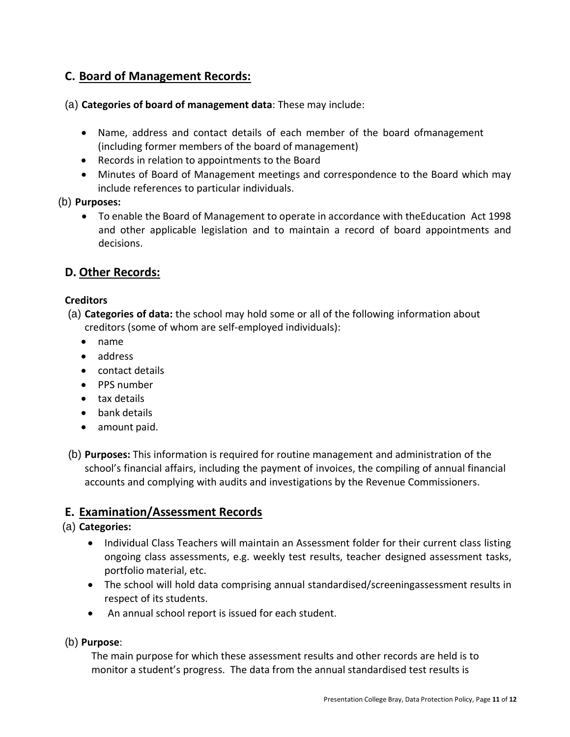## C. Board of Management Records:

(a) **Categories of board of management data**: These may include:

- Name, address and contact details of each member of the board ofmanagement (including former members of the board of management)
- Records in relation to appointments to the Board
- Minutes of Board of Management meetings and correspondence to the Board which may include references to particular individuals.

(b) **Purposes:**

- To enable the Board of Management to operate in accordance with theEducation Act 1998 and other applicable legislation and to maintain a record of board appointments and decisions.

## D. Other Records:

**Creditors**

(a) **Categories of data:** the school may hold some or all of the following information about creditors (some of whom are self-employed individuals):

- name
- address
- contact details
- PPS number
- tax details
- bank details
- amount paid.

(b) **Purposes:** This information is required for routine management and administration of the school's financial affairs, including the payment of invoices, the compiling of annual financial accounts and complying with audits and investigations by the Revenue Commissioners.

## E. Examination/Assessment Records

(a) **Categories:**

- Individual Class Teachers will maintain an Assessment folder for their current class listing ongoing class assessments, e.g. weekly test results, teacher designed assessment tasks, portfolio material, etc.
- The school will hold data comprising annual standardised/screeningassessment results in respect of its students.
- An annual school report is issued for each student.

(b) **Purpose**:

The main purpose for which these assessment results and other records are held is to monitor a student's progress. The data from the annual standardised test results is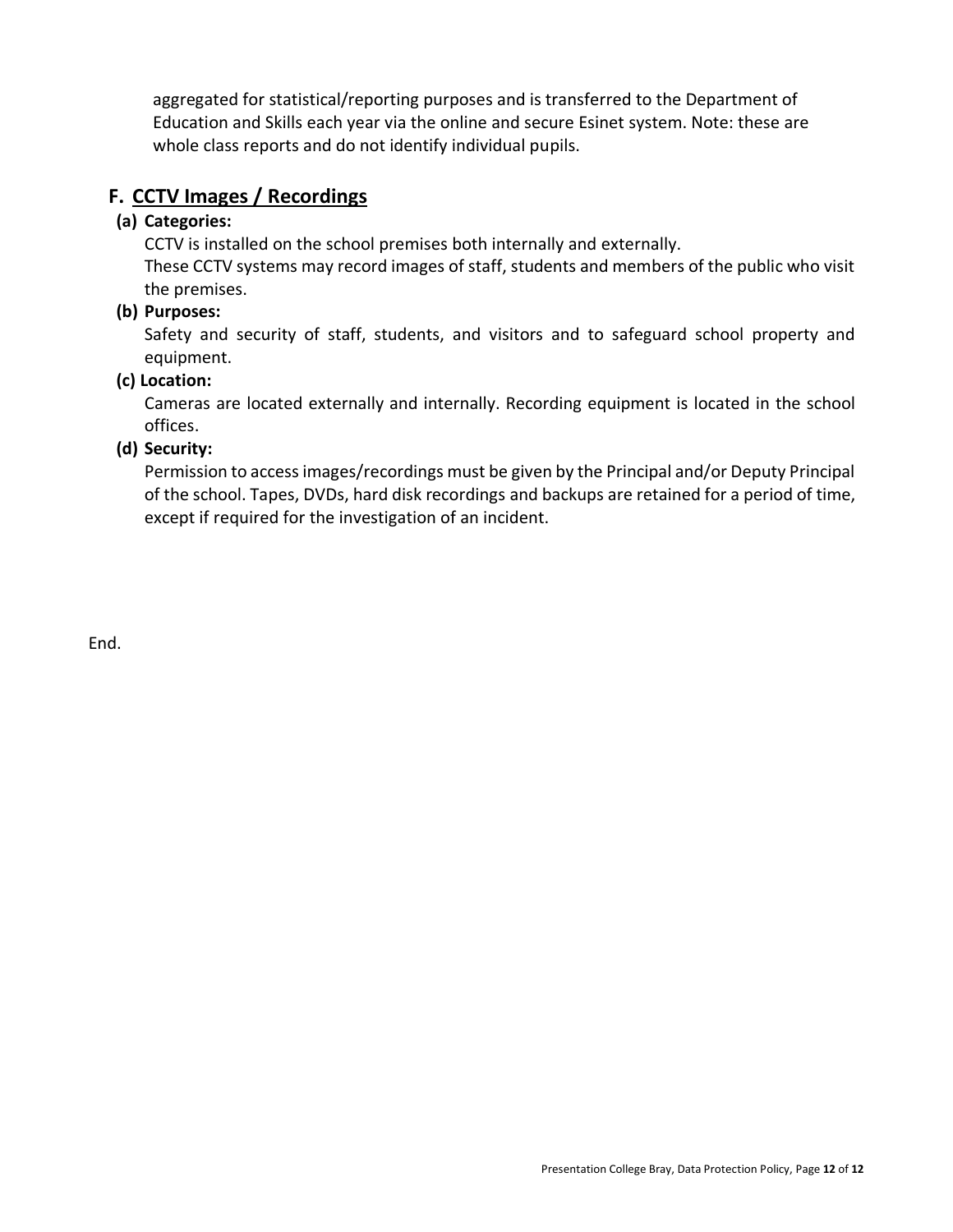aggregated for statistical/reporting purposes and is transferred to the Department of Education and Skills each year via the online and secure Esinet system. Note: these are whole class reports and do not identify individual pupils.

## F. CCTV Images / Recordings

**(a) Categories:**

CCTV is installed on the school premises both internally and externally.
These CCTV systems may record images of staff, students and members of the public who visit the premises.

**(b) Purposes:**

Safety and security of staff, students, and visitors and to safeguard school property and equipment.

**(c) Location:**

Cameras are located externally and internally. Recording equipment is located in the school offices.

**(d) Security:**

Permission to access images/recordings must be given by the Principal and/or Deputy Principal of the school. Tapes, DVDs, hard disk recordings and backups are retained for a period of time, except if required for the investigation of an incident.

End.